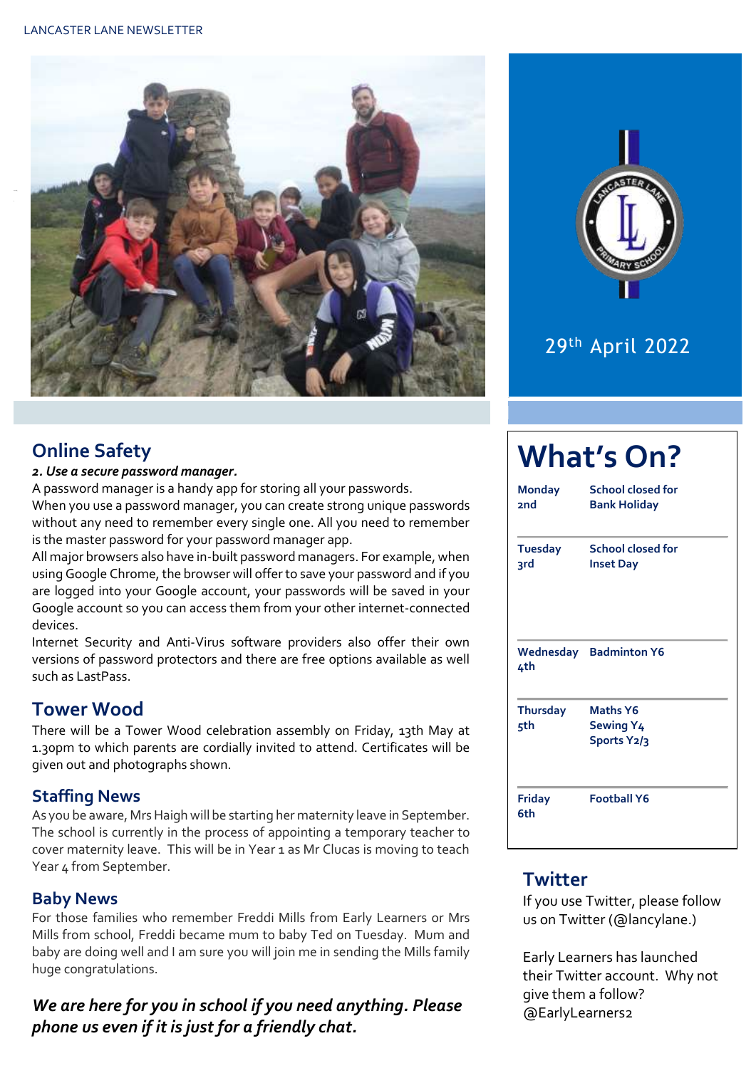LANCASTER LANE NEWSLETTER

29th April 2022

## Online Safety

***2. Use a secure password manager.***

A password manager is a handy app for storing all your passwords.

When you use a password manager, you can create strong unique passwords without any need to remember every single one. All you need to remember is the master password for your password manager app.

All major browsers also have in-built password managers. For example, when using Google Chrome, the browser will offer to save your password and if you are logged into your Google account, your passwords will be saved in your Google account so you can access them from your other internet-connected devices.

Internet Security and Anti-Virus software providers also offer their own versions of password protectors and there are free options available as well such as LastPass.

## Tower Wood

There will be a Tower Wood celebration assembly on Friday, 13th May at 1.30pm to which parents are cordially invited to attend. Certificates will be given out and photographs shown.

## Staffing News

As you be aware, Mrs Haigh will be starting her maternity leave in September. The school is currently in the process of appointing a temporary teacher to cover maternity leave. This will be in Year 1 as Mr Clucas is moving to teach Year 4 from September.

## Baby News

For those families who remember Freddi Mills from Early Learners or Mrs Mills from school, Freddi became mum to baby Ted on Tuesday. Mum and baby are doing well and I am sure you will join me in sending the Mills family huge congratulations.

***We are here for you in school if you need anything. Please phone us even if it is just for a friendly chat.***

# What's On?

| | |
|---|---|
| **Monday 2nd** | **School closed for Bank Holiday** |
| **Tuesday 3rd** | **School closed for Inset Day** |
| **Wednesday 4th** | **Badminton Y6** |
| **Thursday 5th** | **Maths Y6**<br>**Sewing Y4**<br>**Sports Y2/3** |
| **Friday 6th** | **Football Y6** |

## Twitter

If you use Twitter, please follow us on Twitter (@lancylane.)

Early Learners has launched their Twitter account. Why not give them a follow? @EarlyLearners2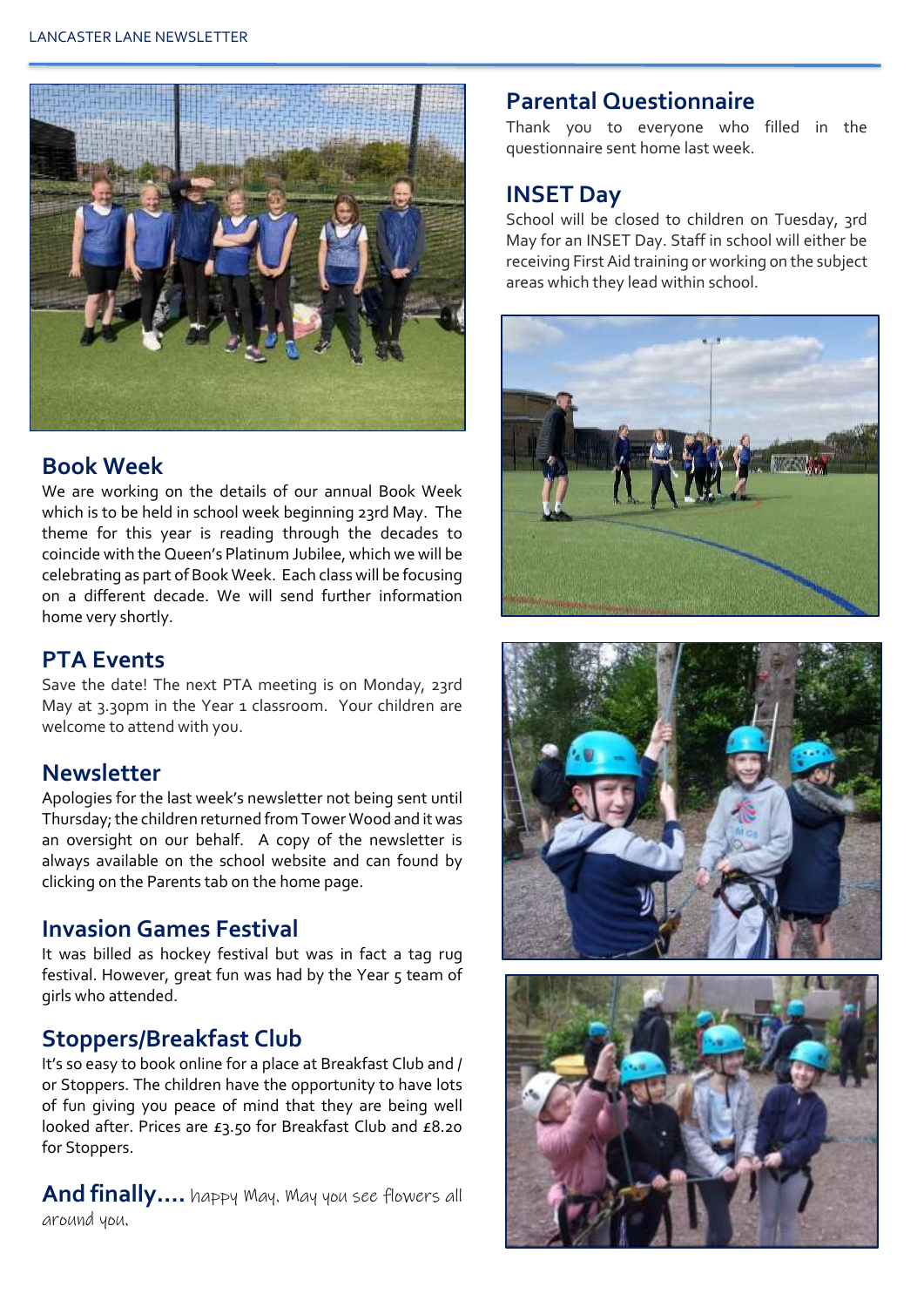## Book Week

We are working on the details of our annual Book Week which is to be held in school week beginning 23rd May. The theme for this year is reading through the decades to coincide with the Queen's Platinum Jubilee, which we will be celebrating as part of Book Week. Each class will be focusing on a different decade. We will send further information home very shortly.

## PTA Events

Save the date! The next PTA meeting is on Monday, 23rd May at 3.30pm in the Year 1 classroom. Your children are welcome to attend with you.

## Newsletter

Apologies for the last week's newsletter not being sent until Thursday; the children returned from Tower Wood and it was an oversight on our behalf. A copy of the newsletter is always available on the school website and can found by clicking on the Parents tab on the home page.

## Invasion Games Festival

It was billed as hockey festival but was in fact a tag rug festival. However, great fun was had by the Year 5 team of girls who attended.

## Stoppers/Breakfast Club

It's so easy to book online for a place at Breakfast Club and / or Stoppers. The children have the opportunity to have lots of fun giving you peace of mind that they are being well looked after. Prices are £3.50 for Breakfast Club and £8.20 for Stoppers.

**And finally....** happy May. May you see flowers all around you.

## Parental Questionnaire

Thank you to everyone who filled in the questionnaire sent home last week.

## INSET Day

School will be closed to children on Tuesday, 3rd May for an INSET Day. Staff in school will either be receiving First Aid training or working on the subject areas which they lead within school.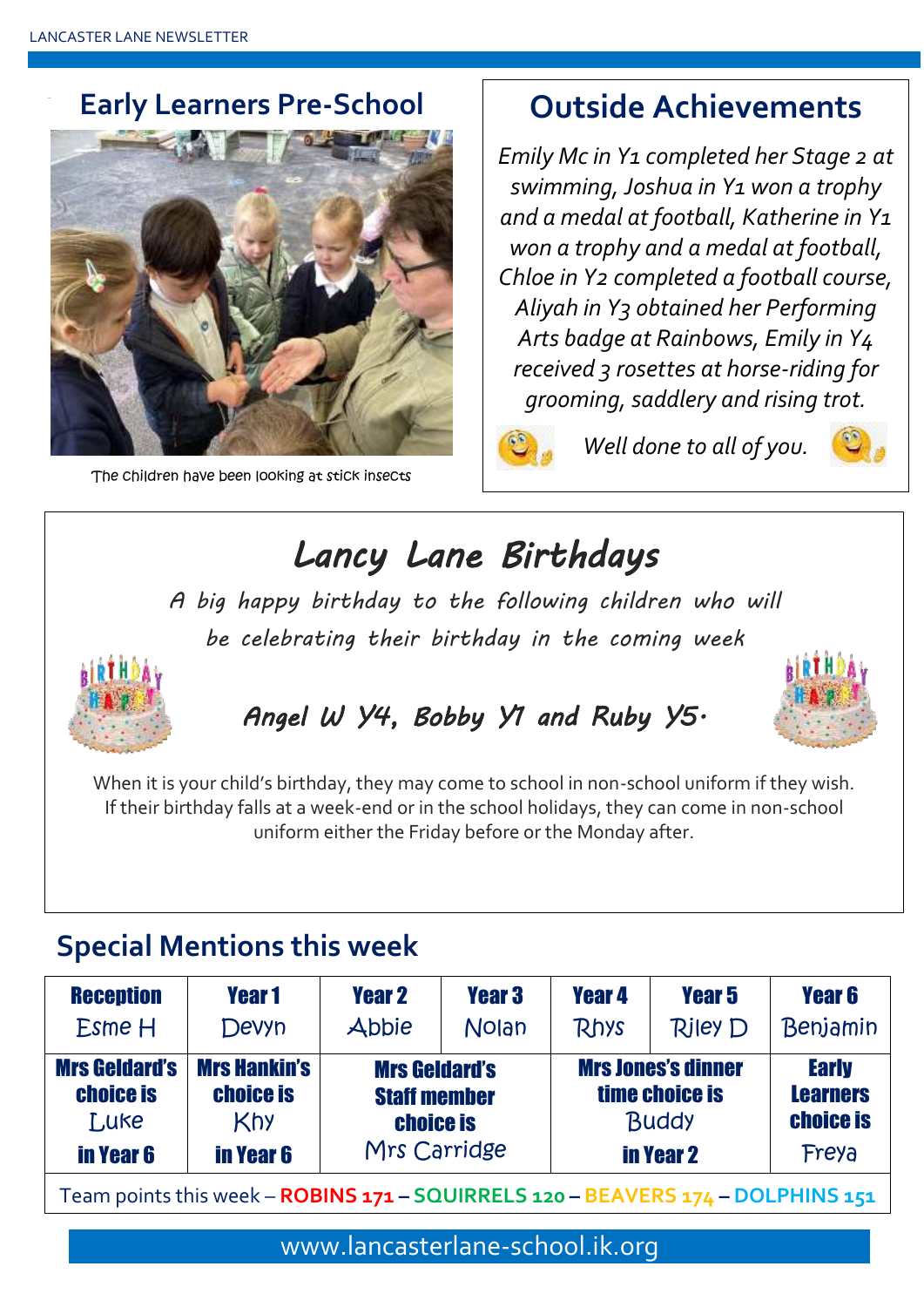## Early Learners Pre-School

The children have been looking at stick insects

## Outside Achievements

*Emily Mc in Y1 completed her Stage 2 at swimming, Joshua in Y1 won a trophy and a medal at football, Katherine in Y1 won a trophy and a medal at football, Chloe in Y2 completed a football course, Aliyah in Y3 obtained her Performing Arts badge at Rainbows, Emily in Y4 received 3 rosettes at horse-riding for grooming, saddlery and rising trot.*

*Well done to all of you.*

## *Lancy Lane Birthdays*

*A big happy birthday to the following children who will be celebrating their birthday in the coming week*

***Angel W Y4, Bobby Y1 and Ruby Y5.***

When it is your child's birthday, they may come to school in non-school uniform if they wish. If their birthday falls at a week-end or in the school holidays, they can come in non-school uniform either the Friday before or the Monday after.

## Special Mentions this week

| Reception | Year 1 | Year 2 | Year 3 | Year 4 | Year 5 | Year 6 |
|---|---|---|---|---|---|---|
| Esme H | Devyn | Abbie | Nolan | Rhys | Riley D | Benjamin |
| **Mrs Geldard's choice is** Luke **in Year 6** | **Mrs Hankin's choice is** Khy **in Year 6** | **Mrs Geldard's Staff member choice is** Mrs Carridge | | **Mrs Jones's dinner time choice is** Buddy **in Year 2** | | **Early Learners choice is** Freya |

Team points this week – **ROBINS 171** – **SQUIRRELS 120** – **BEAVERS 174** – **DOLPHINS 151**

www.lancasterlane-school.ik.org